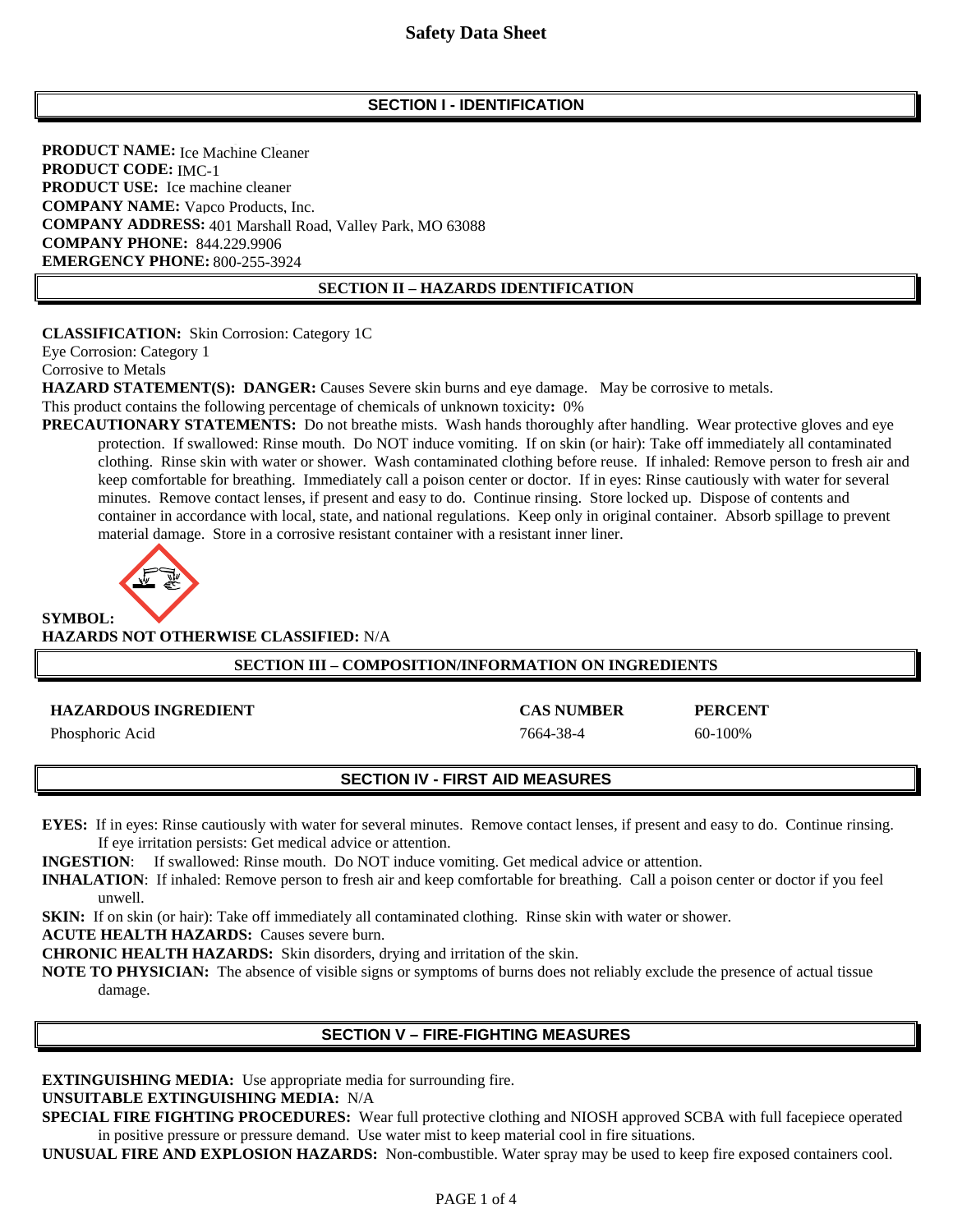# Safety Data Sheet

## SECTION I - IDENTIFICATION

**PRODUCT NAME:** Ice Machine Cleaner
**PRODUCT CODE:** IMC-1
**PRODUCT USE:** Ice machine cleaner
**COMPANY NAME:** Vapco Products, Inc.
**COMPANY ADDRESS:** 401 Marshall Road, Valley Park, MO 63088
**COMPANY PHONE:** 844.229.9906
**EMERGENCY PHONE:** 800-255-3924

## SECTION II – HAZARDS IDENTIFICATION

**CLASSIFICATION:** Skin Corrosion: Category 1C
Eye Corrosion: Category 1
Corrosive to Metals
**HAZARD STATEMENT(S): DANGER:** Causes Severe skin burns and eye damage. May be corrosive to metals.
This product contains the following percentage of chemicals of unknown toxicity**:** 0%
**PRECAUTIONARY STATEMENTS:** Do not breathe mists. Wash hands thoroughly after handling. Wear protective gloves and eye protection. If swallowed: Rinse mouth. Do NOT induce vomiting. If on skin (or hair): Take off immediately all contaminated clothing. Rinse skin with water or shower. Wash contaminated clothing before reuse. If inhaled: Remove person to fresh air and keep comfortable for breathing. Immediately call a poison center or doctor. If in eyes: Rinse cautiously with water for several minutes. Remove contact lenses, if present and easy to do. Continue rinsing. Store locked up. Dispose of contents and container in accordance with local, state, and national regulations. Keep only in original container. Absorb spillage to prevent material damage. Store in a corrosive resistant container with a resistant inner liner.

**SYMBOL:**
**HAZARDS NOT OTHERWISE CLASSIFIED:** N/A

## SECTION III – COMPOSITION/INFORMATION ON INGREDIENTS

| HAZARDOUS INGREDIENT | CAS NUMBER | PERCENT |
|---|---|---|
| Phosphoric Acid | 7664-38-4 | 60-100% |

## SECTION IV - FIRST AID MEASURES

**EYES:** If in eyes: Rinse cautiously with water for several minutes. Remove contact lenses, if present and easy to do. Continue rinsing. If eye irritation persists: Get medical advice or attention.
**INGESTION**: If swallowed: Rinse mouth. Do NOT induce vomiting. Get medical advice or attention.
**INHALATION**: If inhaled: Remove person to fresh air and keep comfortable for breathing. Call a poison center or doctor if you feel unwell.
**SKIN:** If on skin (or hair): Take off immediately all contaminated clothing. Rinse skin with water or shower.
**ACUTE HEALTH HAZARDS:** Causes severe burn.
**CHRONIC HEALTH HAZARDS:** Skin disorders, drying and irritation of the skin.
**NOTE TO PHYSICIAN:** The absence of visible signs or symptoms of burns does not reliably exclude the presence of actual tissue damage.

## SECTION V – FIRE-FIGHTING MEASURES

**EXTINGUISHING MEDIA:** Use appropriate media for surrounding fire.
**UNSUITABLE EXTINGUISHING MEDIA:** N/A
**SPECIAL FIRE FIGHTING PROCEDURES:** Wear full protective clothing and NIOSH approved SCBA with full facepiece operated in positive pressure or pressure demand. Use water mist to keep material cool in fire situations.
**UNUSUAL FIRE AND EXPLOSION HAZARDS:** Non-combustible. Water spray may be used to keep fire exposed containers cool.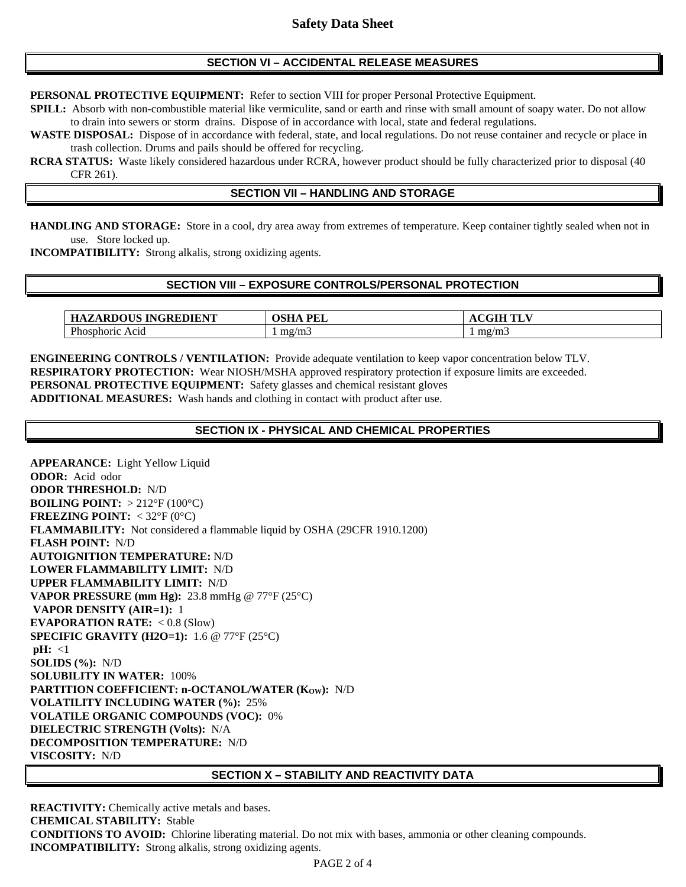## SECTION VI – ACCIDENTAL RELEASE MEASURES

**PERSONAL PROTECTIVE EQUIPMENT:** Refer to section VIII for proper Personal Protective Equipment.

**SPILL:** Absorb with non-combustible material like vermiculite, sand or earth and rinse with small amount of soapy water. Do not allow to drain into sewers or storm drains. Dispose of in accordance with local, state and federal regulations.

**WASTE DISPOSAL:** Dispose of in accordance with federal, state, and local regulations. Do not reuse container and recycle or place in trash collection. Drums and pails should be offered for recycling.

**RCRA STATUS:** Waste likely considered hazardous under RCRA, however product should be fully characterized prior to disposal (40 CFR 261).

## SECTION VII – HANDLING AND STORAGE

**HANDLING AND STORAGE:** Store in a cool, dry area away from extremes of temperature. Keep container tightly sealed when not in use. Store locked up.

**INCOMPATIBILITY:** Strong alkalis, strong oxidizing agents.

## SECTION VIII – EXPOSURE CONTROLS/PERSONAL PROTECTION

| HAZARDOUS INGREDIENT | OSHA PEL | ACGIH TLV |
|---|---|---|
| Phosphoric Acid | 1 mg/m3 | 1 mg/m3 |

**ENGINEERING CONTROLS / VENTILATION:** Provide adequate ventilation to keep vapor concentration below TLV.

**RESPIRATORY PROTECTION:** Wear NIOSH/MSHA approved respiratory protection if exposure limits are exceeded.

**PERSONAL PROTECTIVE EQUIPMENT:** Safety glasses and chemical resistant gloves

**ADDITIONAL MEASURES:** Wash hands and clothing in contact with product after use.

## SECTION IX - PHYSICAL AND CHEMICAL PROPERTIES

**APPEARANCE:** Light Yellow Liquid
**ODOR:** Acid odor
**ODOR THRESHOLD:** N/D
**BOILING POINT:** > 212°F (100°C)
**FREEZING POINT:** < 32°F (0°C)
**FLAMMABILITY:** Not considered a flammable liquid by OSHA (29CFR 1910.1200)
**FLASH POINT:** N/D
**AUTOIGNITION TEMPERATURE:** N/D
**LOWER FLAMMABILITY LIMIT:** N/D
**UPPER FLAMMABILITY LIMIT:** N/D
**VAPOR PRESSURE (mm Hg):** 23.8 mmHg @ 77°F (25°C)
**VAPOR DENSITY (AIR=1):** 1
**EVAPORATION RATE:** < 0.8 (Slow)
**SPECIFIC GRAVITY (H2O=1):** 1.6 @ 77°F (25°C)
**pH:** <1
**SOLIDS (%):** N/D
**SOLUBILITY IN WATER:** 100%
**PARTITION COEFFICIENT: n-OCTANOL/WATER ($K_{OW}$):** N/D
**VOLATILITY INCLUDING WATER (%):** 25%
**VOLATILE ORGANIC COMPOUNDS (VOC):** 0%
**DIELECTRIC STRENGTH (Volts):** N/A
**DECOMPOSITION TEMPERATURE:** N/D
**VISCOSITY:** N/D

## SECTION X – STABILITY AND REACTIVITY DATA

**REACTIVITY:** Chemically active metals and bases.
**CHEMICAL STABILITY:** Stable
**CONDITIONS TO AVOID:** Chlorine liberating material. Do not mix with bases, ammonia or other cleaning compounds.
**INCOMPATIBILITY:** Strong alkalis, strong oxidizing agents.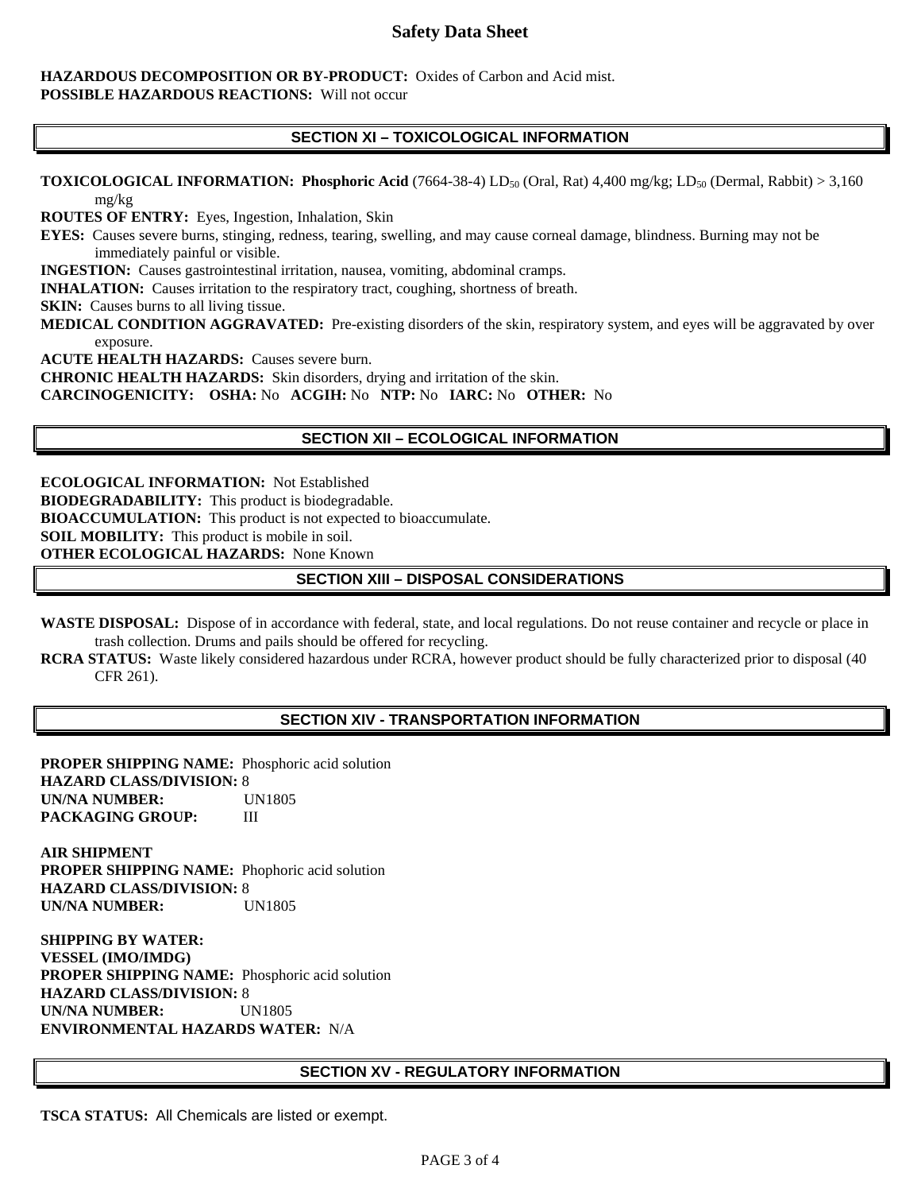**HAZARDOUS DECOMPOSITION OR BY-PRODUCT:** Oxides of Carbon and Acid mist.
**POSSIBLE HAZARDOUS REACTIONS:** Will not occur

## SECTION XI – TOXICOLOGICAL INFORMATION

**TOXICOLOGICAL INFORMATION:** **Phosphoric Acid** (7664-38-4) $LD_{50}$ (Oral, Rat) 4,400 mg/kg; $LD_{50}$ (Dermal, Rabbit) > 3,160 mg/kg
**ROUTES OF ENTRY:** Eyes, Ingestion, Inhalation, Skin
**EYES:** Causes severe burns, stinging, redness, tearing, swelling, and may cause corneal damage, blindness. Burning may not be immediately painful or visible.
**INGESTION:** Causes gastrointestinal irritation, nausea, vomiting, abdominal cramps.
**INHALATION:** Causes irritation to the respiratory tract, coughing, shortness of breath.
**SKIN:** Causes burns to all living tissue.
**MEDICAL CONDITION AGGRAVATED:** Pre-existing disorders of the skin, respiratory system, and eyes will be aggravated by over exposure.
**ACUTE HEALTH HAZARDS:** Causes severe burn.
**CHRONIC HEALTH HAZARDS:** Skin disorders, drying and irritation of the skin.
**CARCINOGENICITY:** **OSHA:** No **ACGIH:** No **NTP:** No **IARC:** No **OTHER:** No

## SECTION XII – ECOLOGICAL INFORMATION

**ECOLOGICAL INFORMATION:** Not Established
**BIODEGRADABILITY:** This product is biodegradable.
**BIOACCUMULATION:** This product is not expected to bioaccumulate.
**SOIL MOBILITY:** This product is mobile in soil.
**OTHER ECOLOGICAL HAZARDS:** None Known

## SECTION XIII – DISPOSAL CONSIDERATIONS

**WASTE DISPOSAL:** Dispose of in accordance with federal, state, and local regulations. Do not reuse container and recycle or place in trash collection. Drums and pails should be offered for recycling.
**RCRA STATUS:** Waste likely considered hazardous under RCRA, however product should be fully characterized prior to disposal (40 CFR 261).

## SECTION XIV - TRANSPORTATION INFORMATION

**PROPER SHIPPING NAME:** Phosphoric acid solution
**HAZARD CLASS/DIVISION:** 8
**UN/NA NUMBER:** UN1805
**PACKAGING GROUP:** III

**AIR SHIPMENT**
**PROPER SHIPPING NAME:** Phophoric acid solution
**HAZARD CLASS/DIVISION:** 8
**UN/NA NUMBER:** UN1805

**SHIPPING BY WATER:**
**VESSEL (IMO/IMDG)**
**PROPER SHIPPING NAME:** Phosphoric acid solution
**HAZARD CLASS/DIVISION:** 8
**UN/NA NUMBER:** UN1805
**ENVIRONMENTAL HAZARDS WATER:** N/A

## SECTION XV - REGULATORY INFORMATION

**TSCA STATUS:** All Chemicals are listed or exempt.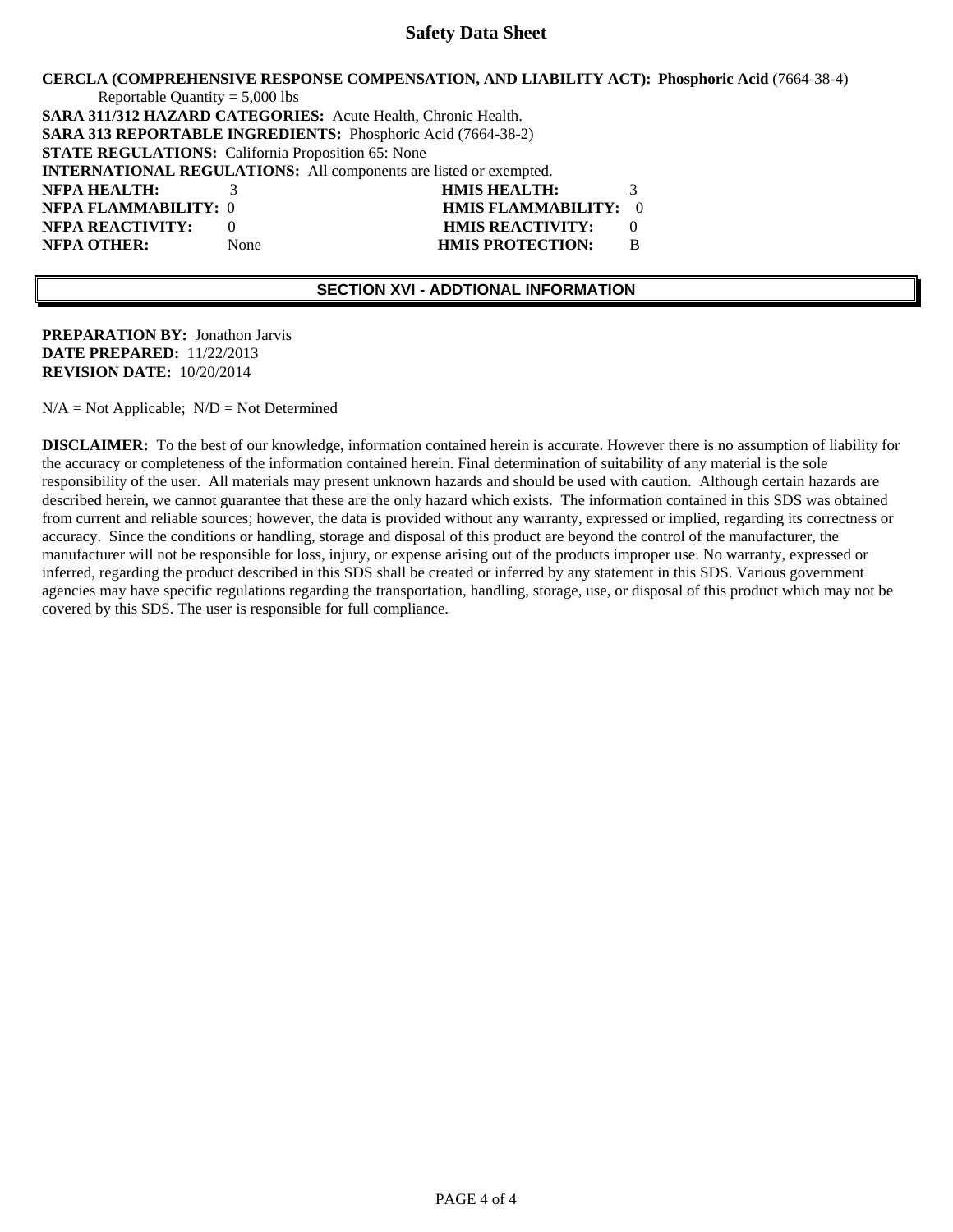**CERCLA (COMPREHENSIVE RESPONSE COMPENSATION, AND LIABILITY ACT): Phosphoric Acid** (7664-38-4)
Reportable Quantity = 5,000 lbs
**SARA 311/312 HAZARD CATEGORIES:** Acute Health, Chronic Health.
**SARA 313 REPORTABLE INGREDIENTS:** Phosphoric Acid (7664-38-2)
**STATE REGULATIONS:** California Proposition 65: None
**INTERNATIONAL REGULATIONS:** All components are listed or exempted.

| | | | |
|---|---|---|---|
| **NFPA HEALTH:** | 3 | **HMIS HEALTH:** | 3 |
| **NFPA FLAMMABILITY:** | 0 | **HMIS FLAMMABILITY:** | 0 |
| **NFPA REACTIVITY:** | 0 | **HMIS REACTIVITY:** | 0 |
| **NFPA OTHER:** | None | **HMIS PROTECTION:** | B |

## SECTION XVI - ADDTIONAL INFORMATION

**PREPARATION BY:** Jonathon Jarvis
**DATE PREPARED:** 11/22/2013
**REVISION DATE:** 10/20/2014

N/A = Not Applicable; N/D = Not Determined

**DISCLAIMER:** To the best of our knowledge, information contained herein is accurate. However there is no assumption of liability for the accuracy or completeness of the information contained herein. Final determination of suitability of any material is the sole responsibility of the user. All materials may present unknown hazards and should be used with caution. Although certain hazards are described herein, we cannot guarantee that these are the only hazard which exists. The information contained in this SDS was obtained from current and reliable sources; however, the data is provided without any warranty, expressed or implied, regarding its correctness or accuracy. Since the conditions or handling, storage and disposal of this product are beyond the control of the manufacturer, the manufacturer will not be responsible for loss, injury, or expense arising out of the products improper use. No warranty, expressed or inferred, regarding the product described in this SDS shall be created or inferred by any statement in this SDS. Various government agencies may have specific regulations regarding the transportation, handling, storage, use, or disposal of this product which may not be covered by this SDS. The user is responsible for full compliance.